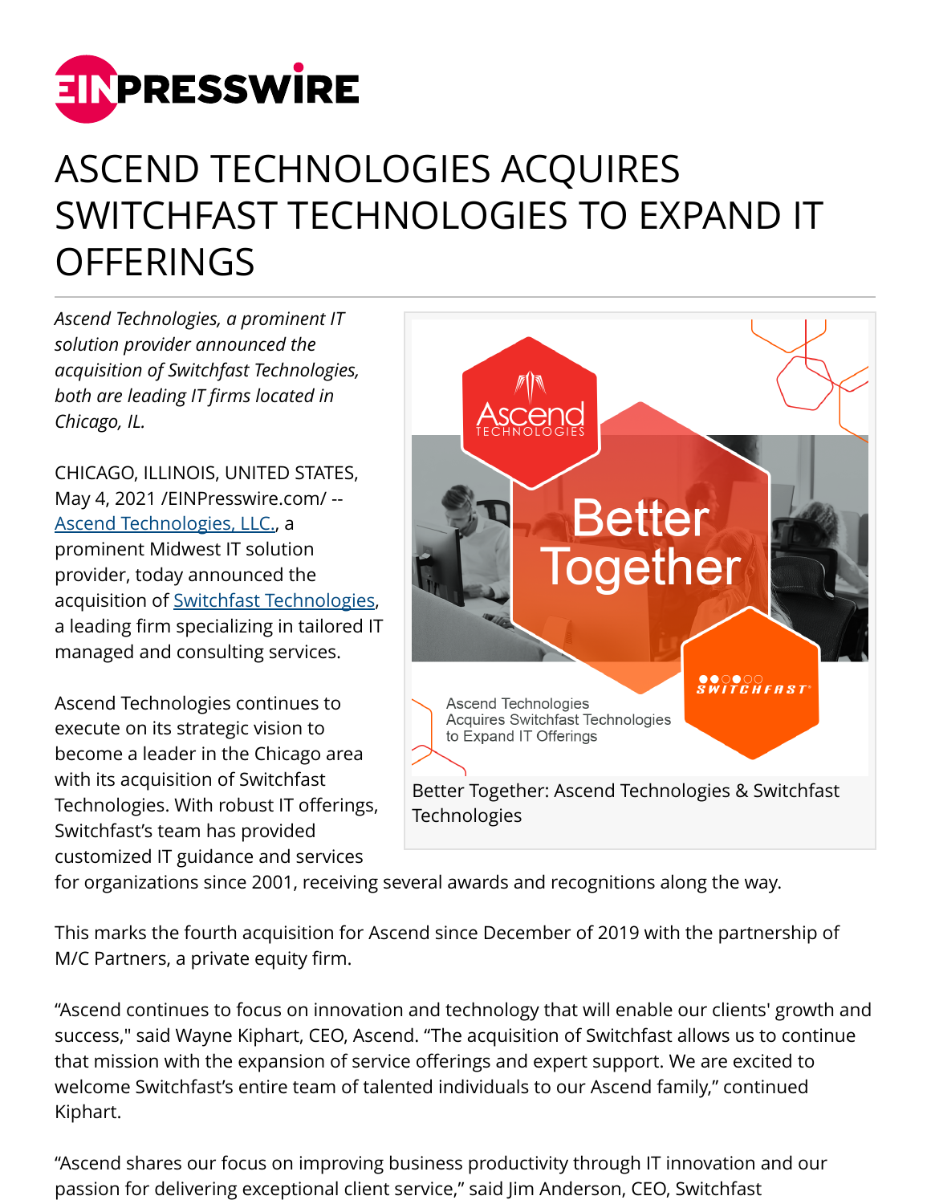# ASCEND TECHNOLOGIES ACQUIRES SWITCHFAST TECHNOLOGIES TO EXPAND IT OFFERINGS

*Ascend Technologies, a prominent IT solution provider announced the acquisition of Switchfast Technologies, both are leading IT firms located in Chicago, IL.*

CHICAGO, ILLINOIS, UNITED STATES, May 4, 2021 /EINPresswire.com/ -- Ascend Technologies, LLC., a prominent Midwest IT solution provider, today announced the acquisition of Switchfast Technologies, a leading firm specializing in tailored IT managed and consulting services.

Better Together: Ascend Technologies & Switchfast Technologies

Ascend Technologies continues to execute on its strategic vision to become a leader in the Chicago area with its acquisition of Switchfast Technologies. With robust IT offerings, Switchfast's team has provided customized IT guidance and services for organizations since 2001, receiving several awards and recognitions along the way.

This marks the fourth acquisition for Ascend since December of 2019 with the partnership of M/C Partners, a private equity firm.

"Ascend continues to focus on innovation and technology that will enable our clients' growth and success," said Wayne Kiphart, CEO, Ascend. "The acquisition of Switchfast allows us to continue that mission with the expansion of service offerings and expert support. We are excited to welcome Switchfast's entire team of talented individuals to our Ascend family," continued Kiphart.

"Ascend shares our focus on improving business productivity through IT innovation and our passion for delivering exceptional client service," said Jim Anderson, CEO, Switchfast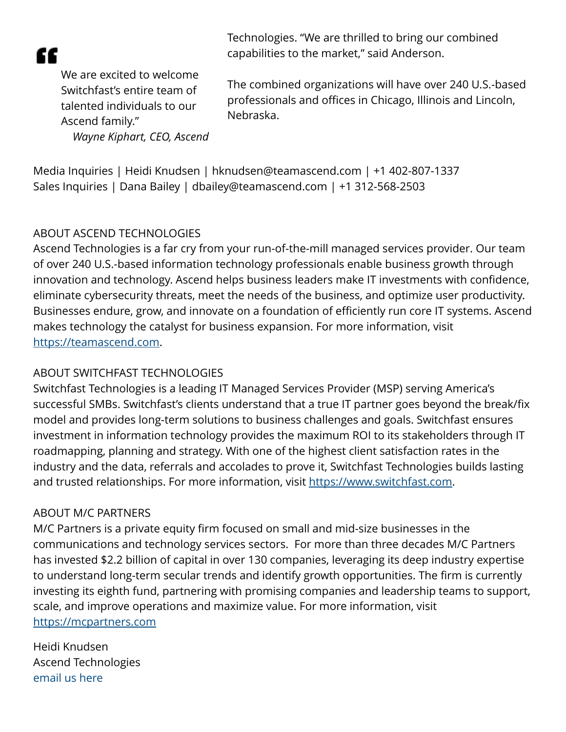> We are excited to welcome Switchfast's entire team of talented individuals to our Ascend family."
>
> *Wayne Kiphart, CEO, Ascend*

Technologies. "We are thrilled to bring our combined capabilities to the market," said Anderson.

The combined organizations will have over 240 U.S.-based professionals and offices in Chicago, Illinois and Lincoln, Nebraska.

Media Inquiries | Heidi Knudsen | hknudsen@teamascend.com | +1 402-807-1337
Sales Inquiries | Dana Bailey | dbailey@teamascend.com | +1 312-568-2503

ABOUT ASCEND TECHNOLOGIES
Ascend Technologies is a far cry from your run-of-the-mill managed services provider. Our team of over 240 U.S.-based information technology professionals enable business growth through innovation and technology. Ascend helps business leaders make IT investments with confidence, eliminate cybersecurity threats, meet the needs of the business, and optimize user productivity. Businesses endure, grow, and innovate on a foundation of efficiently run core IT systems. Ascend makes technology the catalyst for business expansion. For more information, visit [https://teamascend.com](https://teamascend.com).

ABOUT SWITCHFAST TECHNOLOGIES
Switchfast Technologies is a leading IT Managed Services Provider (MSP) serving America's successful SMBs. Switchfast's clients understand that a true IT partner goes beyond the break/fix model and provides long-term solutions to business challenges and goals. Switchfast ensures investment in information technology provides the maximum ROI to its stakeholders through IT roadmapping, planning and strategy. With one of the highest client satisfaction rates in the industry and the data, referrals and accolades to prove it, Switchfast Technologies builds lasting and trusted relationships. For more information, visit [https://www.switchfast.com](https://www.switchfast.com).

ABOUT M/C PARTNERS
M/C Partners is a private equity firm focused on small and mid-size businesses in the communications and technology services sectors. For more than three decades M/C Partners has invested $2.2 billion of capital in over 130 companies, leveraging its deep industry expertise to understand long-term secular trends and identify growth opportunities. The firm is currently investing its eighth fund, partnering with promising companies and leadership teams to support, scale, and improve operations and maximize value. For more information, visit [https://mcpartners.com](https://mcpartners.com)

Heidi Knudsen
Ascend Technologies
email us here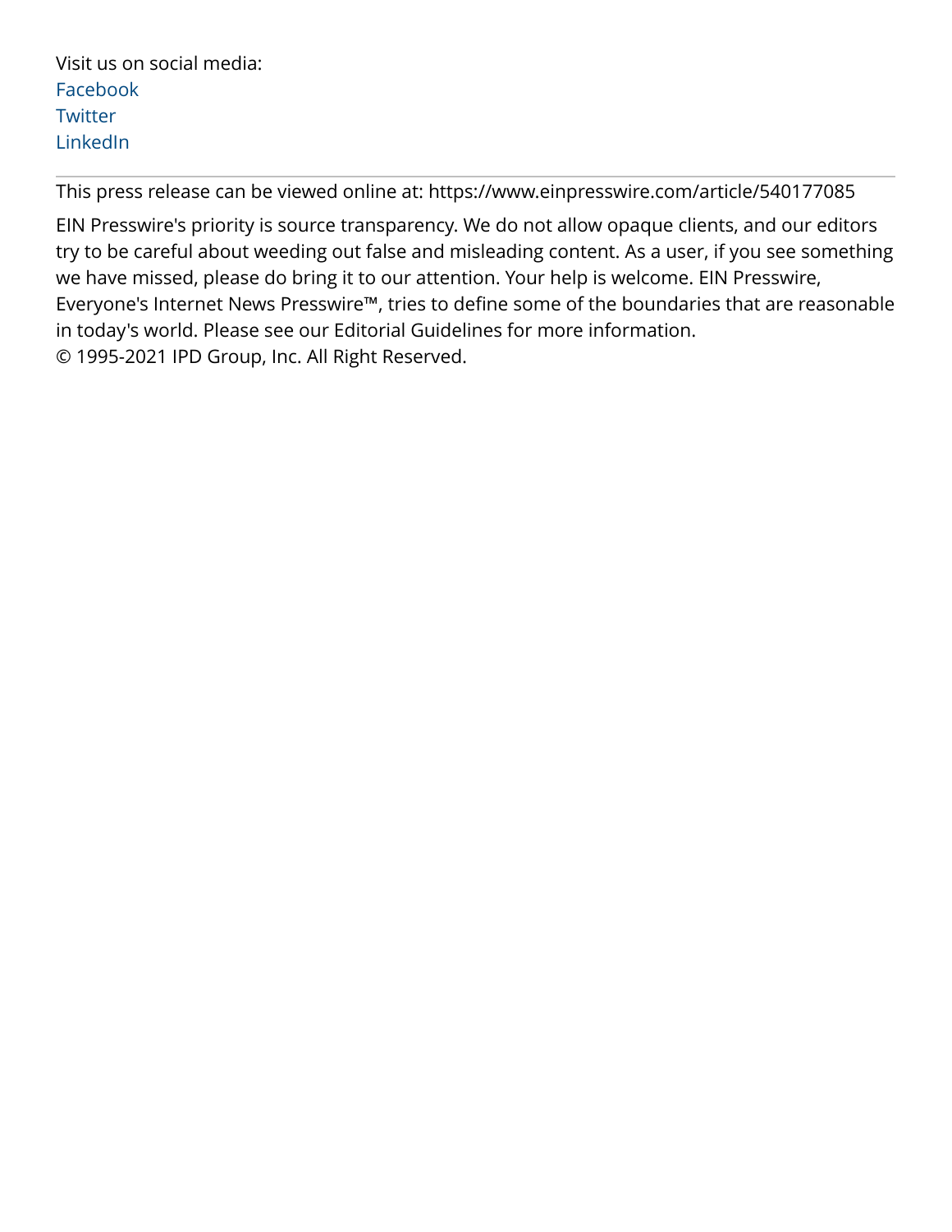Visit us on social media:
Facebook
Twitter
LinkedIn

---

This press release can be viewed online at: https://www.einpresswire.com/article/540177085

EIN Presswire's priority is source transparency. We do not allow opaque clients, and our editors try to be careful about weeding out false and misleading content. As a user, if you see something we have missed, please do bring it to our attention. Your help is welcome. EIN Presswire, Everyone's Internet News Presswire™, tries to define some of the boundaries that are reasonable in today's world. Please see our Editorial Guidelines for more information.
© 1995-2021 IPD Group, Inc. All Right Reserved.